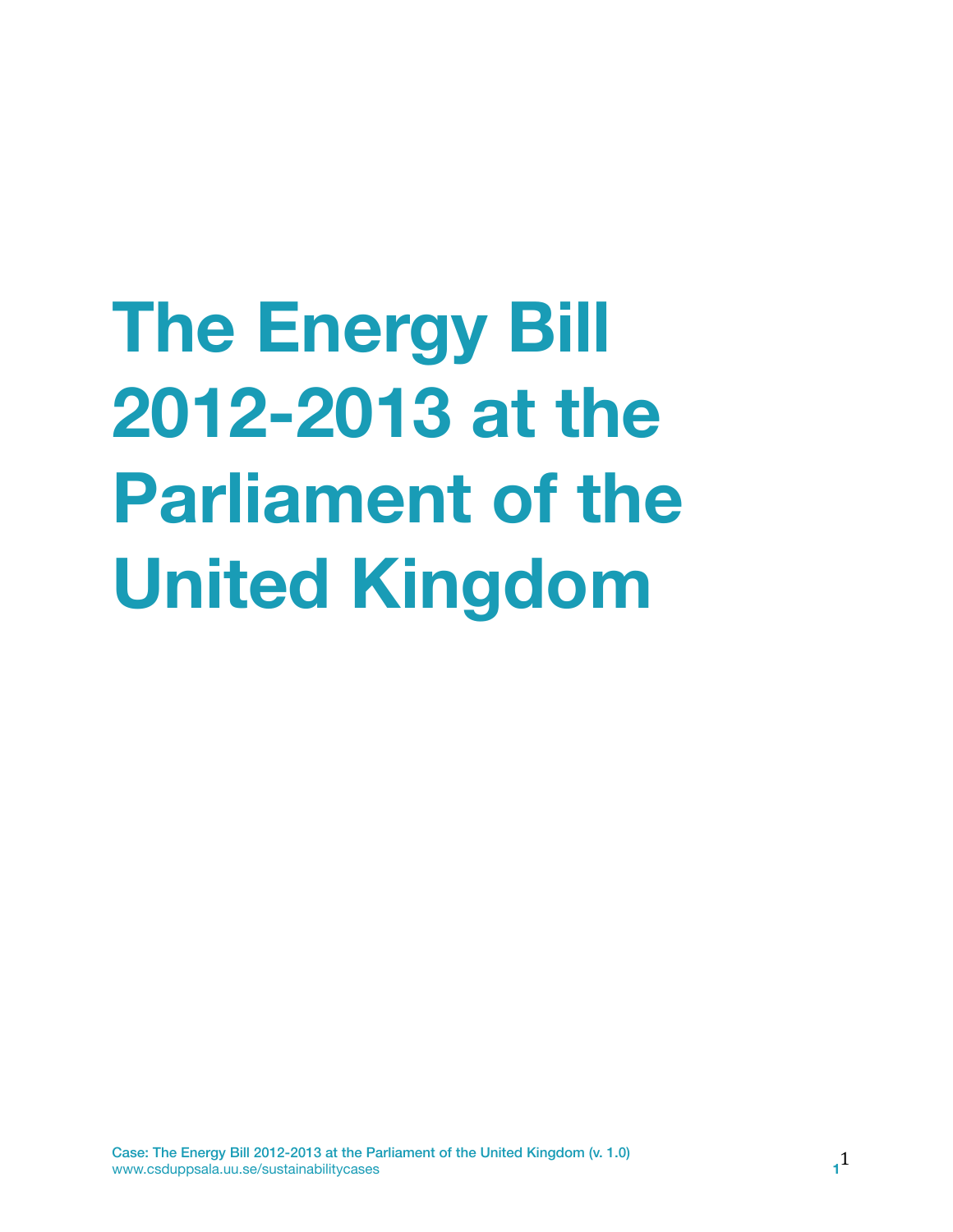# The Energy Bill 2012-2013 at the Parliament of the United Kingdom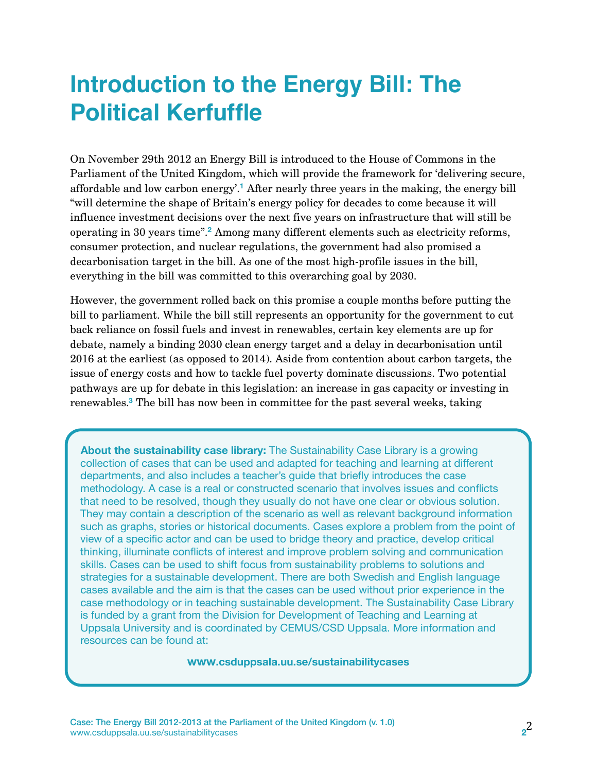# Introduction to the Energy Bill: The Political Kerfuffle

On November 29th 2012 an Energy Bill is introduced to the House of Commons in the Parliament of the United Kingdom, which will provide the framework for 'delivering secure, affordable and low carbon energy'.[1] After nearly three years in the making, the energy bill "will determine the shape of Britain's energy policy for decades to come because it will influence investment decisions over the next five years on infrastructure that will still be operating in 30 years time".[2] Among many different elements such as electricity reforms, consumer protection, and nuclear regulations, the government had also promised a decarbonisation target in the bill. As one of the most high-profile issues in the bill, everything in the bill was committed to this overarching goal by 2030.

However, the government rolled back on this promise a couple months before putting the bill to parliament. While the bill still represents an opportunity for the government to cut back reliance on fossil fuels and invest in renewables, certain key elements are up for debate, namely a binding 2030 clean energy target and a delay in decarbonisation until 2016 at the earliest (as opposed to 2014). Aside from contention about carbon targets, the issue of energy costs and how to tackle fuel poverty dominate discussions. Two potential pathways are up for debate in this legislation: an increase in gas capacity or investing in renewables.[3] The bill has now been in committee for the past several weeks, taking

**About the sustainability case library:** The Sustainability Case Library is a growing collection of cases that can be used and adapted for teaching and learning at different departments, and also includes a teacher's guide that briefly introduces the case methodology. A case is a real or constructed scenario that involves issues and conflicts that need to be resolved, though they usually do not have one clear or obvious solution. They may contain a description of the scenario as well as relevant background information such as graphs, stories or historical documents. Cases explore a problem from the point of view of a specific actor and can be used to bridge theory and practice, develop critical thinking, illuminate conflicts of interest and improve problem solving and communication skills. Cases can be used to shift focus from sustainability problems to solutions and strategies for a sustainable development. There are both Swedish and English language cases available and the aim is that the cases can be used without prior experience in the case methodology or in teaching sustainable development. The Sustainability Case Library is funded by a grant from the Division for Development of Teaching and Learning at Uppsala University and is coordinated by CEMUS/CSD Uppsala. More information and resources can be found at:

**www.csduppsala.uu.se/sustainabilitycases**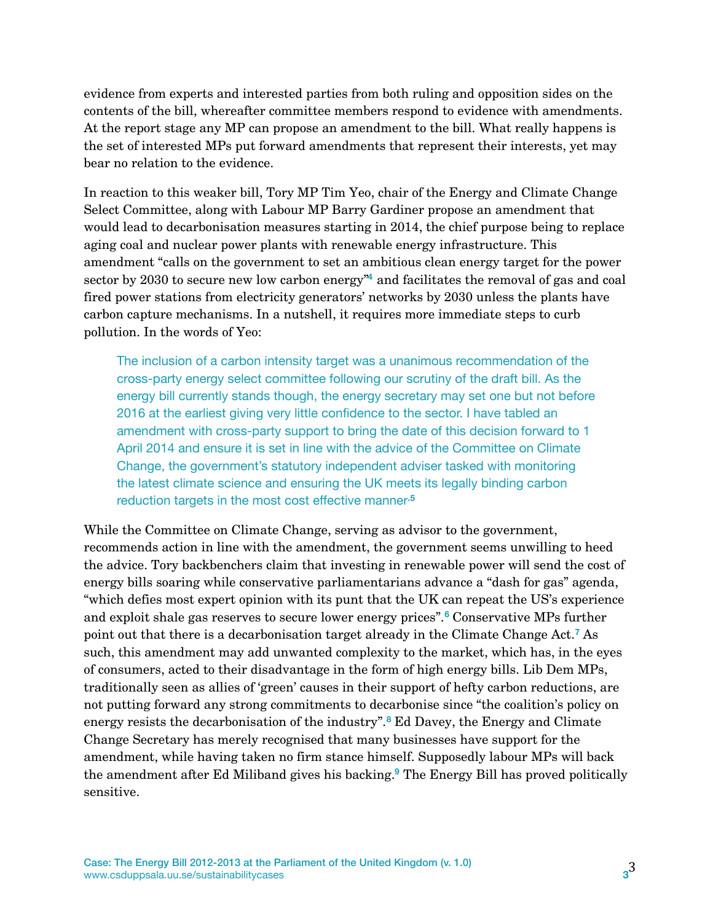evidence from experts and interested parties from both ruling and opposition sides on the contents of the bill, whereafter committee members respond to evidence with amendments. At the report stage any MP can propose an amendment to the bill. What really happens is the set of interested MPs put forward amendments that represent their interests, yet may bear no relation to the evidence.

In reaction to this weaker bill, Tory MP Tim Yeo, chair of the Energy and Climate Change Select Committee, along with Labour MP Barry Gardiner propose an amendment that would lead to decarbonisation measures starting in 2014, the chief purpose being to replace aging coal and nuclear power plants with renewable energy infrastructure. This amendment "calls on the government to set an ambitious clean energy target for the power sector by 2030 to secure new low carbon energy"[4] and facilitates the removal of gas and coal fired power stations from electricity generators' networks by 2030 unless the plants have carbon capture mechanisms. In a nutshell, it requires more immediate steps to curb pollution. In the words of Yeo:

> The inclusion of a carbon intensity target was a unanimous recommendation of the cross-party energy select committee following our scrutiny of the draft bill. As the energy bill currently stands though, the energy secretary may set one but not before 2016 at the earliest giving very little confidence to the sector. I have tabled an amendment with cross-party support to bring the date of this decision forward to 1 April 2014 and ensure it is set in line with the advice of the Committee on Climate Change, the government's statutory independent adviser tasked with monitoring the latest climate science and ensuring the UK meets its legally binding carbon reduction targets in the most cost effective manner.[5]

While the Committee on Climate Change, serving as advisor to the government, recommends action in line with the amendment, the government seems unwilling to heed the advice. Tory backbenchers claim that investing in renewable power will send the cost of energy bills soaring while conservative parliamentarians advance a "dash for gas" agenda, "which defies most expert opinion with its punt that the UK can repeat the US's experience and exploit shale gas reserves to secure lower energy prices".[6] Conservative MPs further point out that there is a decarbonisation target already in the Climate Change Act.[7] As such, this amendment may add unwanted complexity to the market, which has, in the eyes of consumers, acted to their disadvantage in the form of high energy bills. Lib Dem MPs, traditionally seen as allies of 'green' causes in their support of hefty carbon reductions, are not putting forward any strong commitments to decarbonise since "the coalition's policy on energy resists the decarbonisation of the industry".[8] Ed Davey, the Energy and Climate Change Secretary has merely recognised that many businesses have support for the amendment, while having taken no firm stance himself. Supposedly labour MPs will back the amendment after Ed Miliband gives his backing.[9] The Energy Bill has proved politically sensitive.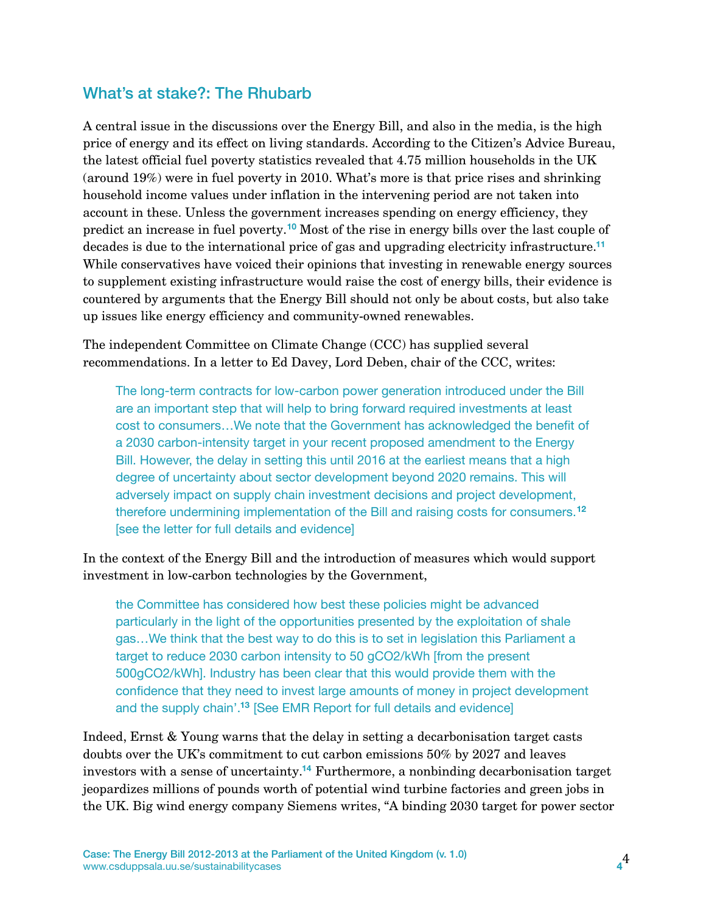## What's at stake?: The Rhubarb

A central issue in the discussions over the Energy Bill, and also in the media, is the high price of energy and its effect on living standards. According to the Citizen's Advice Bureau, the latest official fuel poverty statistics revealed that 4.75 million households in the UK (around 19%) were in fuel poverty in 2010. What's more is that price rises and shrinking household income values under inflation in the intervening period are not taken into account in these. Unless the government increases spending on energy efficiency, they predict an increase in fuel poverty.[10] Most of the rise in energy bills over the last couple of decades is due to the international price of gas and upgrading electricity infrastructure.[11] While conservatives have voiced their opinions that investing in renewable energy sources to supplement existing infrastructure would raise the cost of energy bills, their evidence is countered by arguments that the Energy Bill should not only be about costs, but also take up issues like energy efficiency and community-owned renewables.

The independent Committee on Climate Change (CCC) has supplied several recommendations. In a letter to Ed Davey, Lord Deben, chair of the CCC, writes:

> The long-term contracts for low-carbon power generation introduced under the Bill are an important step that will help to bring forward required investments at least cost to consumers…We note that the Government has acknowledged the benefit of a 2030 carbon-intensity target in your recent proposed amendment to the Energy Bill. However, the delay in setting this until 2016 at the earliest means that a high degree of uncertainty about sector development beyond 2020 remains. This will adversely impact on supply chain investment decisions and project development, therefore undermining implementation of the Bill and raising costs for consumers.[12] [see the letter for full details and evidence]

In the context of the Energy Bill and the introduction of measures which would support investment in low-carbon technologies by the Government,

> the Committee has considered how best these policies might be advanced particularly in the light of the opportunities presented by the exploitation of shale gas…We think that the best way to do this is to set in legislation this Parliament a target to reduce 2030 carbon intensity to 50 $gCO_2/kWh$ [from the present 500$gCO_2/kWh$]. Industry has been clear that this would provide them with the confidence that they need to invest large amounts of money in project development and the supply chain'.[13] [See EMR Report for full details and evidence]

Indeed, Ernst & Young warns that the delay in setting a decarbonisation target casts doubts over the UK's commitment to cut carbon emissions 50% by 2027 and leaves investors with a sense of uncertainty.[14] Furthermore, a nonbinding decarbonisation target jeopardizes millions of pounds worth of potential wind turbine factories and green jobs in the UK. Big wind energy company Siemens writes, "A binding 2030 target for power sector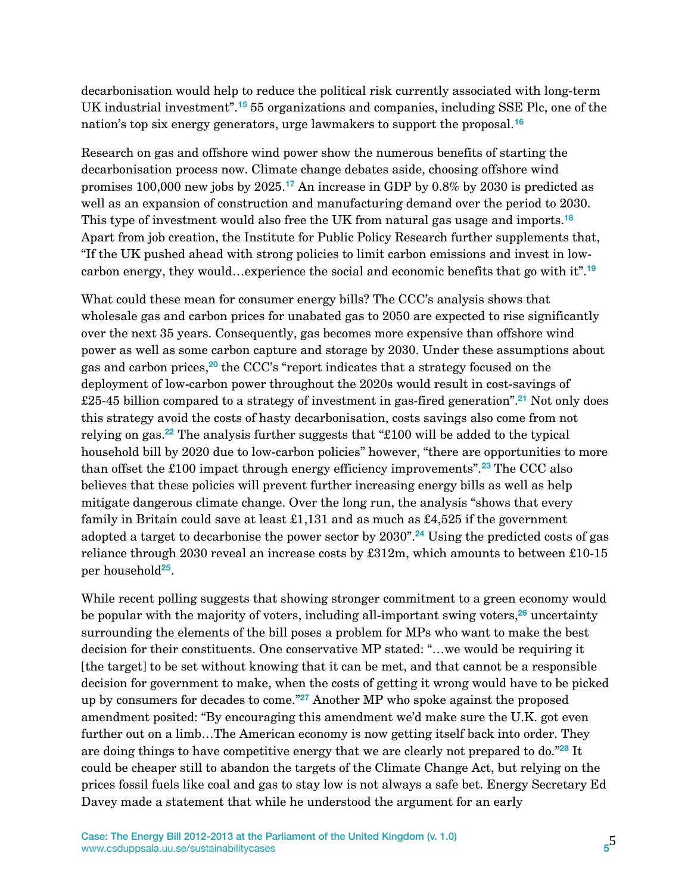decarbonisation would help to reduce the political risk currently associated with long-term UK industrial investment".[15] 55 organizations and companies, including SSE Plc, one of the nation's top six energy generators, urge lawmakers to support the proposal.[16]

Research on gas and offshore wind power show the numerous benefits of starting the decarbonisation process now. Climate change debates aside, choosing offshore wind promises 100,000 new jobs by 2025.[17] An increase in GDP by 0.8% by 2030 is predicted as well as an expansion of construction and manufacturing demand over the period to 2030. This type of investment would also free the UK from natural gas usage and imports.[18] Apart from job creation, the Institute for Public Policy Research further supplements that, "If the UK pushed ahead with strong policies to limit carbon emissions and invest in low-carbon energy, they would…experience the social and economic benefits that go with it".[19]

What could these mean for consumer energy bills? The CCC's analysis shows that wholesale gas and carbon prices for unabated gas to 2050 are expected to rise significantly over the next 35 years. Consequently, gas becomes more expensive than offshore wind power as well as some carbon capture and storage by 2030. Under these assumptions about gas and carbon prices,[20] the CCC's "report indicates that a strategy focused on the deployment of low-carbon power throughout the 2020s would result in cost-savings of £25-45 billion compared to a strategy of investment in gas-fired generation".[21] Not only does this strategy avoid the costs of hasty decarbonisation, costs savings also come from not relying on gas.[22] The analysis further suggests that "£100 will be added to the typical household bill by 2020 due to low-carbon policies" however, "there are opportunities to more than offset the £100 impact through energy efficiency improvements".[23] The CCC also believes that these policies will prevent further increasing energy bills as well as help mitigate dangerous climate change. Over the long run, the analysis "shows that every family in Britain could save at least £1,131 and as much as £4,525 if the government adopted a target to decarbonise the power sector by 2030".[24] Using the predicted costs of gas reliance through 2030 reveal an increase costs by £312m, which amounts to between £10-15 per household[25].

While recent polling suggests that showing stronger commitment to a green economy would be popular with the majority of voters, including all-important swing voters,[26] uncertainty surrounding the elements of the bill poses a problem for MPs who want to make the best decision for their constituents. One conservative MP stated: "…we would be requiring it [the target] to be set without knowing that it can be met, and that cannot be a responsible decision for government to make, when the costs of getting it wrong would have to be picked up by consumers for decades to come."[27] Another MP who spoke against the proposed amendment posited: "By encouraging this amendment we'd make sure the U.K. got even further out on a limb…The American economy is now getting itself back into order. They are doing things to have competitive energy that we are clearly not prepared to do."[28] It could be cheaper still to abandon the targets of the Climate Change Act, but relying on the prices fossil fuels like coal and gas to stay low is not always a safe bet. Energy Secretary Ed Davey made a statement that while he understood the argument for an early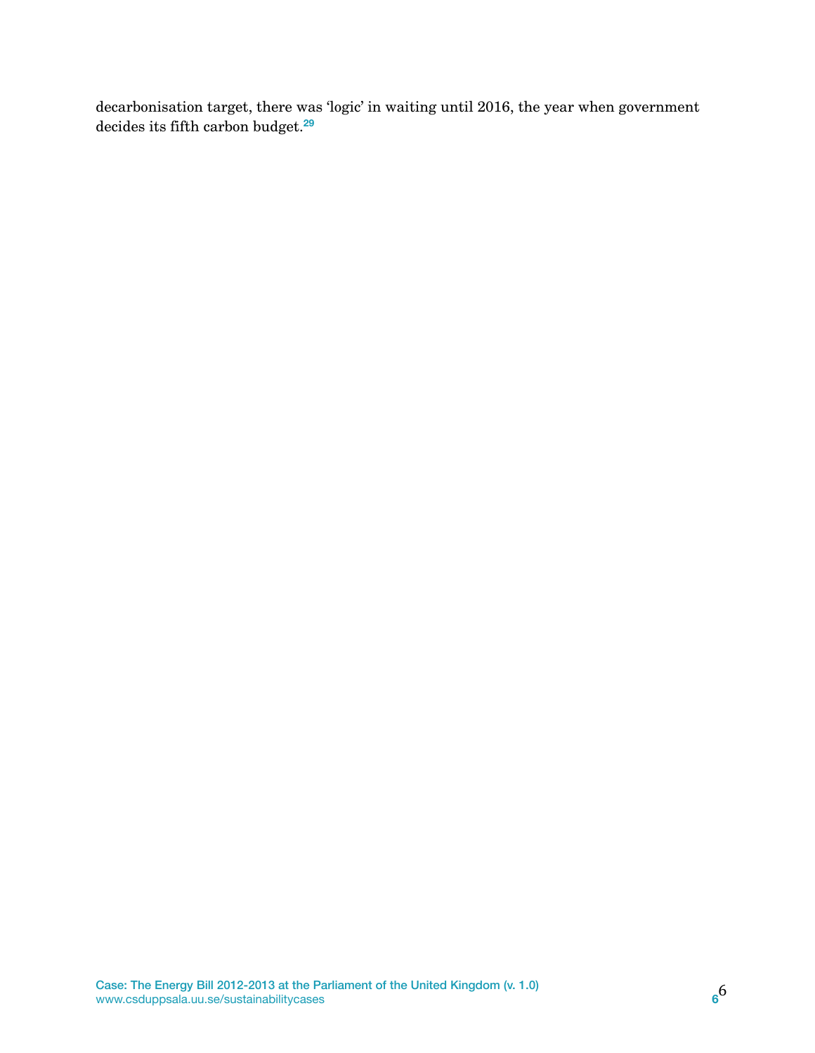decarbonisation target, there was 'logic' in waiting until 2016, the year when government decides its fifth carbon budget.[29]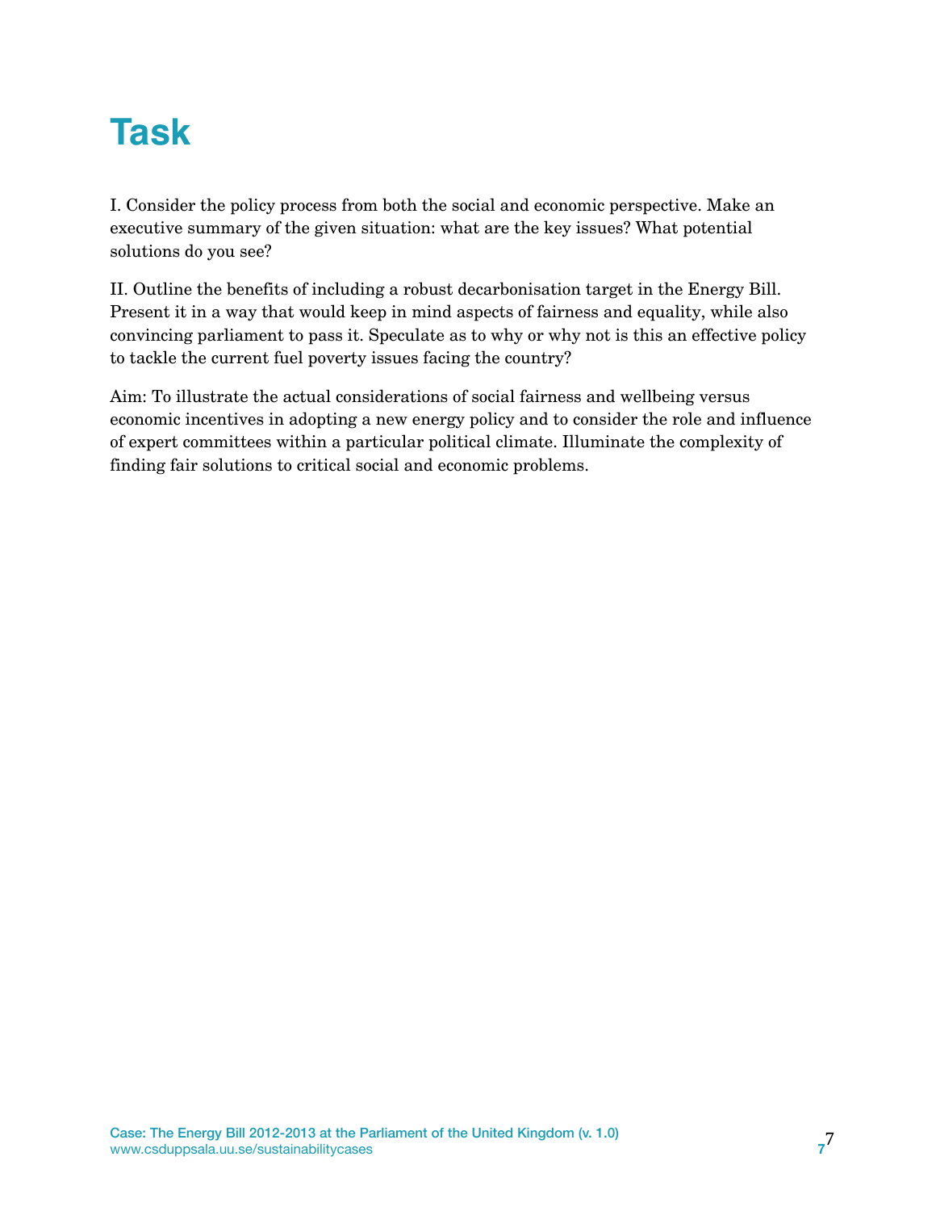# Task

I. Consider the policy process from both the social and economic perspective. Make an executive summary of the given situation: what are the key issues? What potential solutions do you see?

II. Outline the benefits of including a robust decarbonisation target in the Energy Bill. Present it in a way that would keep in mind aspects of fairness and equality, while also convincing parliament to pass it. Speculate as to why or why not is this an effective policy to tackle the current fuel poverty issues facing the country?

Aim: To illustrate the actual considerations of social fairness and wellbeing versus economic incentives in adopting a new energy policy and to consider the role and influence of expert committees within a particular political climate. Illuminate the complexity of finding fair solutions to critical social and economic problems.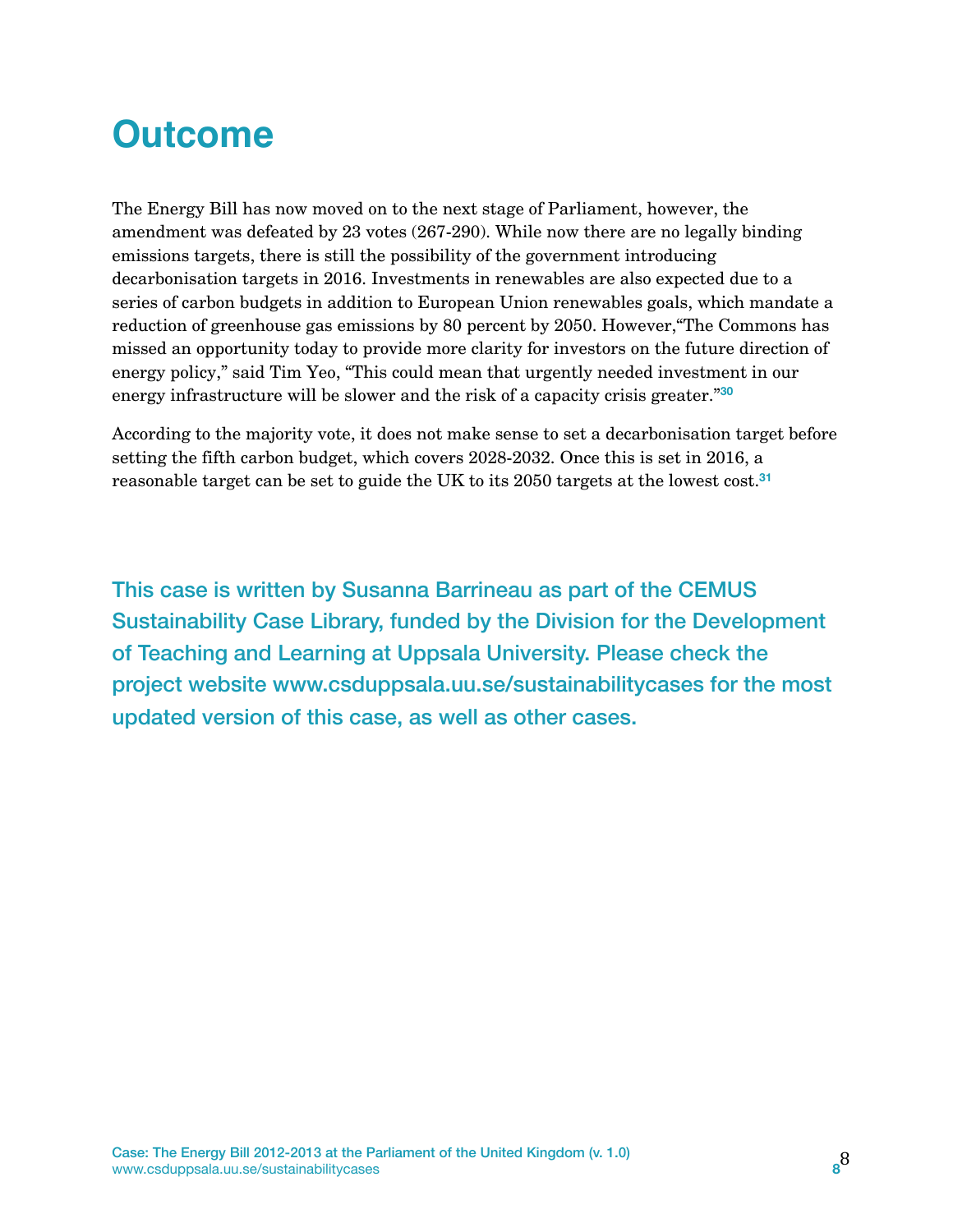# Outcome

The Energy Bill has now moved on to the next stage of Parliament, however, the amendment was defeated by 23 votes (267-290). While now there are no legally binding emissions targets, there is still the possibility of the government introducing decarbonisation targets in 2016. Investments in renewables are also expected due to a series of carbon budgets in addition to European Union renewables goals, which mandate a reduction of greenhouse gas emissions by 80 percent by 2050. However,"The Commons has missed an opportunity today to provide more clarity for investors on the future direction of energy policy," said Tim Yeo, "This could mean that urgently needed investment in our energy infrastructure will be slower and the risk of a capacity crisis greater."[30]

According to the majority vote, it does not make sense to set a decarbonisation target before setting the fifth carbon budget, which covers 2028-2032. Once this is set in 2016, a reasonable target can be set to guide the UK to its 2050 targets at the lowest cost.[31]

**This case is written by Susanna Barrineau as part of the CEMUS Sustainability Case Library, funded by the Division for the Development of Teaching and Learning at Uppsala University. Please check the project website www.csduppsala.uu.se/sustainabilitycases for the most updated version of this case, as well as other cases.**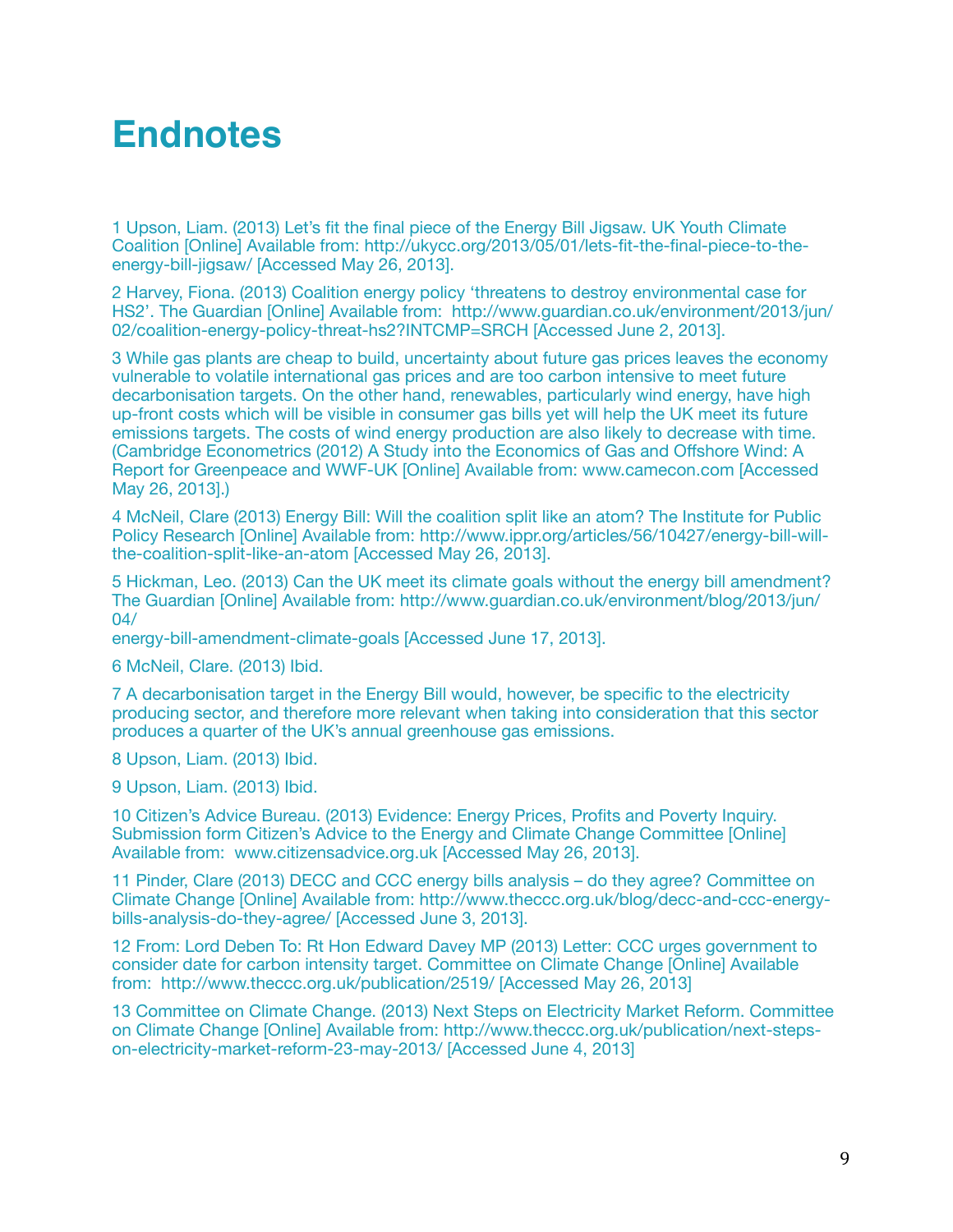# Endnotes

1 Upson, Liam. (2013) Let's fit the final piece of the Energy Bill Jigsaw. UK Youth Climate Coalition [Online] Available from: http://ukycc.org/2013/05/01/lets-fit-the-final-piece-to-the-energy-bill-jigsaw/ [Accessed May 26, 2013].

2 Harvey, Fiona. (2013) Coalition energy policy 'threatens to destroy environmental case for HS2'. The Guardian [Online] Available from: http://www.guardian.co.uk/environment/2013/jun/02/coalition-energy-policy-threat-hs2?INTCMP=SRCH [Accessed June 2, 2013].

3 While gas plants are cheap to build, uncertainty about future gas prices leaves the economy vulnerable to volatile international gas prices and are too carbon intensive to meet future decarbonisation targets. On the other hand, renewables, particularly wind energy, have high up-front costs which will be visible in consumer gas bills yet will help the UK meet its future emissions targets. The costs of wind energy production are also likely to decrease with time. (Cambridge Econometrics (2012) A Study into the Economics of Gas and Offshore Wind: A Report for Greenpeace and WWF-UK [Online] Available from: www.camecon.com [Accessed May 26, 2013].)

4 McNeil, Clare (2013) Energy Bill: Will the coalition split like an atom? The Institute for Public Policy Research [Online] Available from: http://www.ippr.org/articles/56/10427/energy-bill-will-the-coalition-split-like-an-atom [Accessed May 26, 2013].

5 Hickman, Leo. (2013) Can the UK meet its climate goals without the energy bill amendment? The Guardian [Online] Available from: http://www.guardian.co.uk/environment/blog/2013/jun/04/energy-bill-amendment-climate-goals [Accessed June 17, 2013].

6 McNeil, Clare. (2013) Ibid.

7 A decarbonisation target in the Energy Bill would, however, be specific to the electricity producing sector, and therefore more relevant when taking into consideration that this sector produces a quarter of the UK's annual greenhouse gas emissions.

8 Upson, Liam. (2013) Ibid.

9 Upson, Liam. (2013) Ibid.

10 Citizen's Advice Bureau. (2013) Evidence: Energy Prices, Profits and Poverty Inquiry. Submission form Citizen's Advice to the Energy and Climate Change Committee [Online] Available from: www.citizensadvice.org.uk [Accessed May 26, 2013].

11 Pinder, Clare (2013) DECC and CCC energy bills analysis – do they agree? Committee on Climate Change [Online] Available from: http://www.theccc.org.uk/blog/decc-and-ccc-energy-bills-analysis-do-they-agree/ [Accessed June 3, 2013].

12 From: Lord Deben To: Rt Hon Edward Davey MP (2013) Letter: CCC urges government to consider date for carbon intensity target. Committee on Climate Change [Online] Available from: http://www.theccc.org.uk/publication/2519/ [Accessed May 26, 2013]

13 Committee on Climate Change. (2013) Next Steps on Electricity Market Reform. Committee on Climate Change [Online] Available from: http://www.theccc.org.uk/publication/next-steps-on-electricity-market-reform-23-may-2013/ [Accessed June 4, 2013]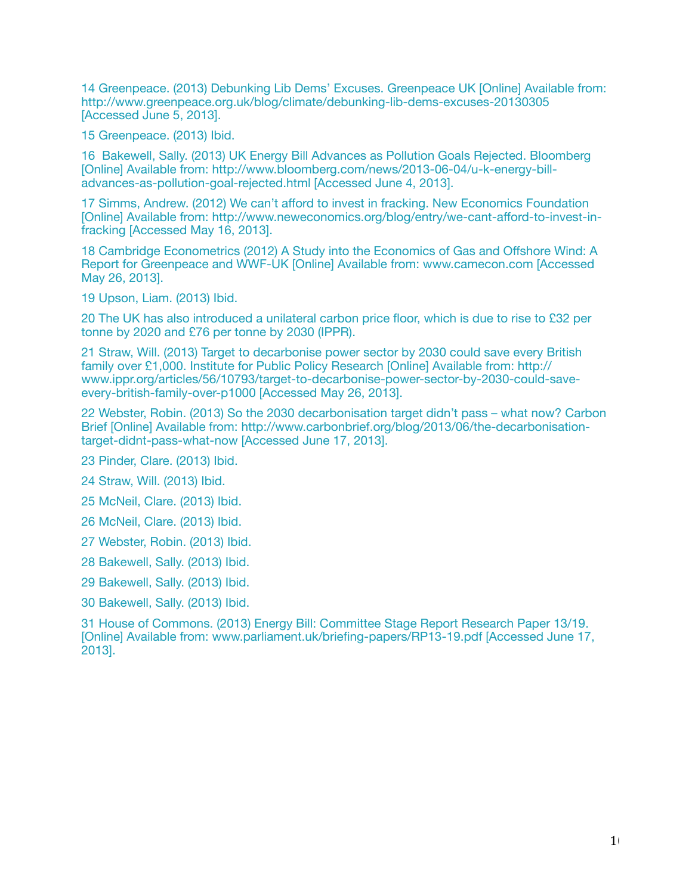14 Greenpeace. (2013) Debunking Lib Dems' Excuses. Greenpeace UK [Online] Available from: http://www.greenpeace.org.uk/blog/climate/debunking-lib-dems-excuses-20130305 [Accessed June 5, 2013].

15 Greenpeace. (2013) Ibid.

16 Bakewell, Sally. (2013) UK Energy Bill Advances as Pollution Goals Rejected. Bloomberg [Online] Available from: http://www.bloomberg.com/news/2013-06-04/u-k-energy-bill-advances-as-pollution-goal-rejected.html [Accessed June 4, 2013].

17 Simms, Andrew. (2012) We can't afford to invest in fracking. New Economics Foundation [Online] Available from: http://www.neweconomics.org/blog/entry/we-cant-afford-to-invest-in-fracking [Accessed May 16, 2013].

18 Cambridge Econometrics (2012) A Study into the Economics of Gas and Offshore Wind: A Report for Greenpeace and WWF-UK [Online] Available from: www.camecon.com [Accessed May 26, 2013].

19 Upson, Liam. (2013) Ibid.

20 The UK has also introduced a unilateral carbon price floor, which is due to rise to £32 per tonne by 2020 and £76 per tonne by 2030 (IPPR).

21 Straw, Will. (2013) Target to decarbonise power sector by 2030 could save every British family over £1,000. Institute for Public Policy Research [Online] Available from: http://www.ippr.org/articles/56/10793/target-to-decarbonise-power-sector-by-2030-could-save-every-british-family-over-p1000 [Accessed May 26, 2013].

22 Webster, Robin. (2013) So the 2030 decarbonisation target didn't pass – what now? Carbon Brief [Online] Available from: http://www.carbonbrief.org/blog/2013/06/the-decarbonisation-target-didnt-pass-what-now [Accessed June 17, 2013].

23 Pinder, Clare. (2013) Ibid.

24 Straw, Will. (2013) Ibid.

25 McNeil, Clare. (2013) Ibid.

26 McNeil, Clare. (2013) Ibid.

27 Webster, Robin. (2013) Ibid.

28 Bakewell, Sally. (2013) Ibid.

29 Bakewell, Sally. (2013) Ibid.

30 Bakewell, Sally. (2013) Ibid.

31 House of Commons. (2013) Energy Bill: Committee Stage Report Research Paper 13/19. [Online] Available from: www.parliament.uk/briefing-papers/RP13-19.pdf [Accessed June 17, 2013].